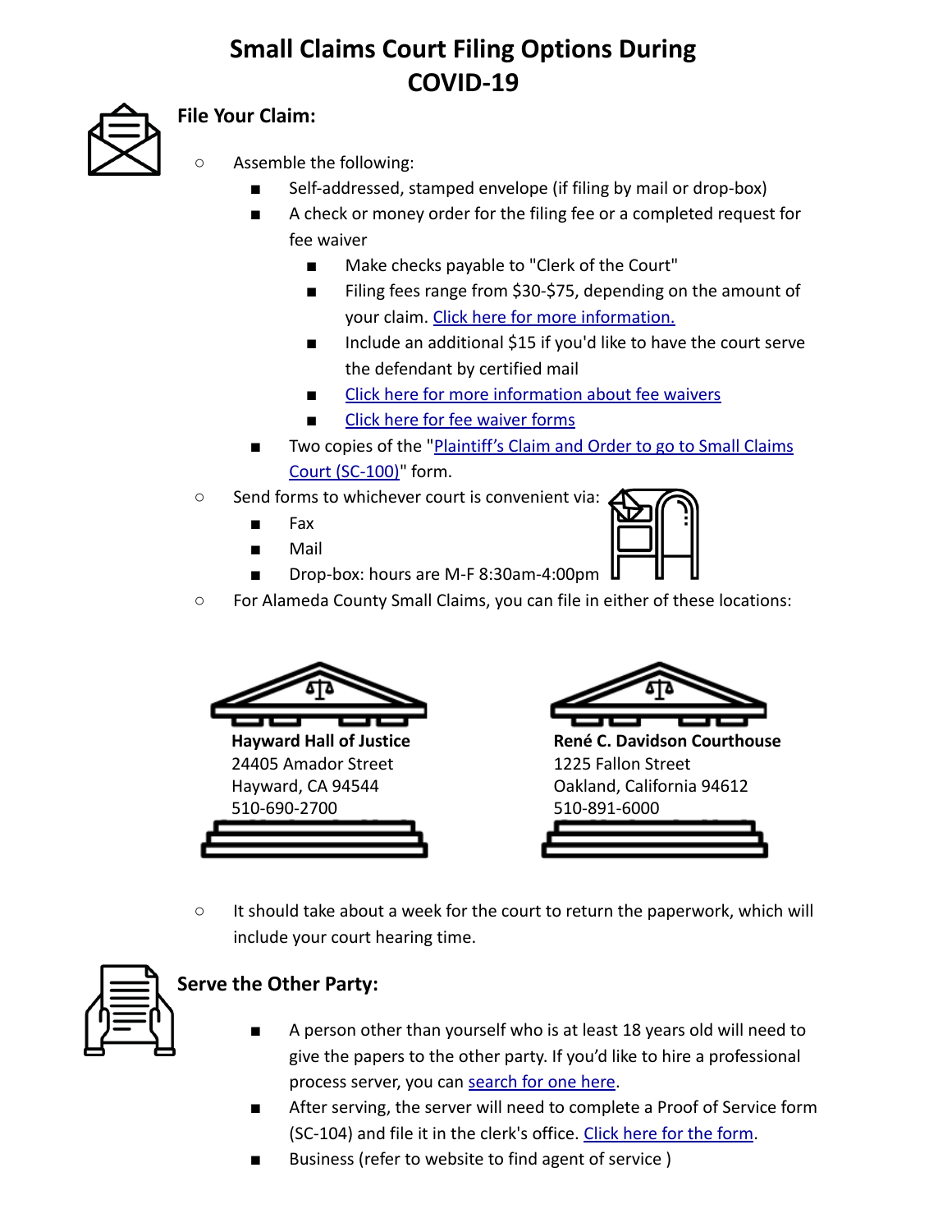# Small Claims Court Filing Options During COVID-19

## File Your Claim:

- Assemble the following:
  - Self-addressed, stamped envelope (if filing by mail or drop-box)
  - A check or money order for the filing fee or a completed request for fee waiver
    - Make checks payable to "Clerk of the Court"
    - Filing fees range from $30-$75, depending on the amount of your claim. Click here for more information.
    - Include an additional $15 if you'd like to have the court serve the defendant by certified mail
    - Click here for more information about fee waivers
    - Click here for fee waiver forms
  - Two copies of the "Plaintiff's Claim and Order to go to Small Claims Court (SC-100)" form.
- Send forms to whichever court is convenient via:
  - Fax
  - Mail
  - Drop-box: hours are M-F 8:30am-4:00pm
- For Alameda County Small Claims, you can file in either of these locations:

**Hayward Hall of Justice**
24405 Amador Street
Hayward, CA 94544
510-690-2700

**René C. Davidson Courthouse**
1225 Fallon Street
Oakland, California 94612
510-891-6000

- It should take about a week for the court to return the paperwork, which will include your court hearing time.

## Serve the Other Party:

- A person other than yourself who is at least 18 years old will need to give the papers to the other party. If you'd like to hire a professional process server, you can search for one here.
- After serving, the server will need to complete a Proof of Service form (SC-104) and file it in the clerk's office. Click here for the form.
- Business (refer to website to find agent of service )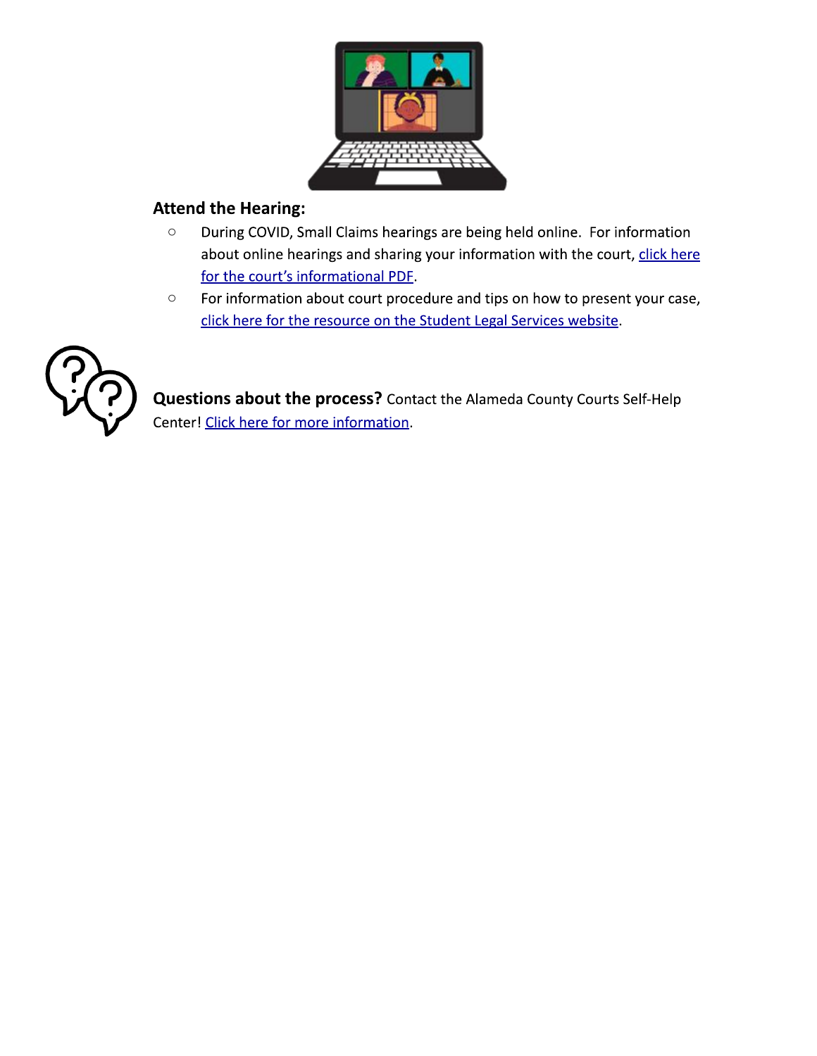### Attend the Hearing:

- During COVID, Small Claims hearings are being held online. For information about online hearings and sharing your information with the court, click here for the court's informational PDF.
- For information about court procedure and tips on how to present your case, click here for the resource on the Student Legal Services website.

**Questions about the process?** Contact the Alameda County Courts Self-Help Center! Click here for more information.